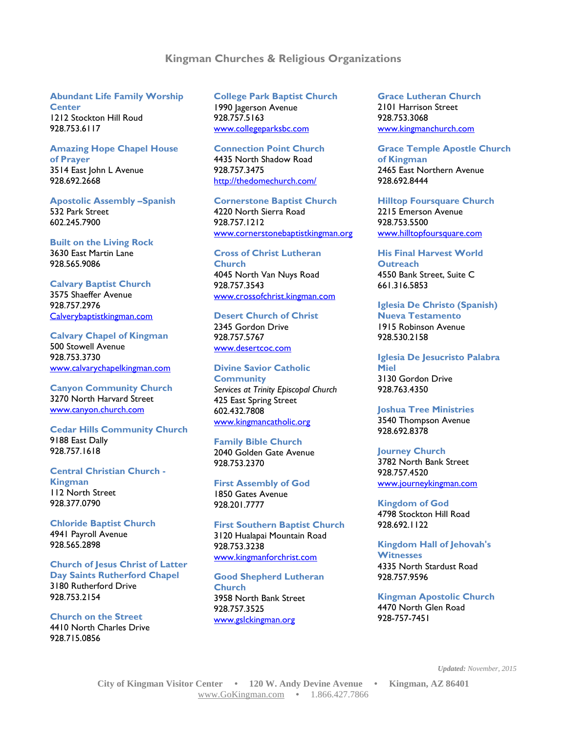# Kingman Churches & Religious Organizations

**Abundant Life Family Worship Center**
1212 Stockton Hill Roud
928.753.6117

**Amazing Hope Chapel House of Prayer**
3514 East John L Avenue
928.692.2668

**Apostolic Assembly –Spanish**
532 Park Street
602.245.7900

**Built on the Living Rock**
3630 East Martin Lane
928.565.9086

**Calvary Baptist Church**
3575 Shaeffer Avenue
928.757.2976
Calverybaptistkingman.com

**Calvary Chapel of Kingman**
500 Stowell Avenue
928.753.3730
www.calvarychapelkingman.com

**Canyon Community Church**
3270 North Harvard Street
www.canyon.church.com

**Cedar Hills Community Church**
9188 East Dally
928.757.1618

**Central Christian Church - Kingman**
112 North Street
928.377.0790

**Chloride Baptist Church**
4941 Payroll Avenue
928.565.2898

**Church of Jesus Christ of Latter Day Saints Rutherford Chapel**
3180 Rutherford Drive
928.753.2154

**Church on the Street**
4410 North Charles Drive
928.715.0856

**College Park Baptist Church**
1990 Jagerson Avenue
928.757.5163
www.collegeparksbc.com

**Connection Point Church**
4435 North Shadow Road
928.757.3475
http://thedomechurch.com/

**Cornerstone Baptist Church**
4220 North Sierra Road
928.757.1212
www.cornerstonebaptistkingman.org

**Cross of Christ Lutheran Church**
4045 North Van Nuys Road
928.757.3543
www.crossofchrist.kingman.com

**Desert Church of Christ**
2345 Gordon Drive
928.757.5767
www.desertcoc.com

**Divine Savior Catholic Community**
*Services at Trinity Episcopal Church*
425 East Spring Street
602.432.7808
www.kingmancatholic.org

**Family Bible Church**
2040 Golden Gate Avenue
928.753.2370

**First Assembly of God**
1850 Gates Avenue
928.201.7777

**First Southern Baptist Church**
3120 Hualapai Mountain Road
928.753.3238
www.kingmanforchrist.com

**Good Shepherd Lutheran Church**
3958 North Bank Street
928.757.3525
www.gslckingman.org

**Grace Lutheran Church**
2101 Harrison Street
928.753.3068
www.kingmanchurch.com

**Grace Temple Apostle Church of Kingman**
2465 East Northern Avenue
928.692.8444

**Hilltop Foursquare Church**
2215 Emerson Avenue
928.753.5500
www.hilltopfoursquare.com

**His Final Harvest World Outreach**
4550 Bank Street, Suite C
661.316.5853

**Iglesia De Christo (Spanish) Nueva Testamento**
1915 Robinson Avenue
928.530.2158

**Iglesia De Jesucristo Palabra Miel**
3130 Gordon Drive
928.763.4350

**Joshua Tree Ministries**
3540 Thompson Avenue
928.692.8378

**Journey Church**
3782 North Bank Street
928.757.4520
www.journeykingman.com

**Kingdom of God**
4798 Stockton Hill Road
928.692.1122

**Kingdom Hall of Jehovah's Witnesses**
4335 North Stardust Road
928.757.9596

**Kingman Apostolic Church**
4470 North Glen Road
928-757-7451

*Updated: November, 2015*

City of Kingman Visitor Center • 120 W. Andy Devine Avenue • Kingman, AZ 86401
www.GoKingman.com • 1.866.427.7866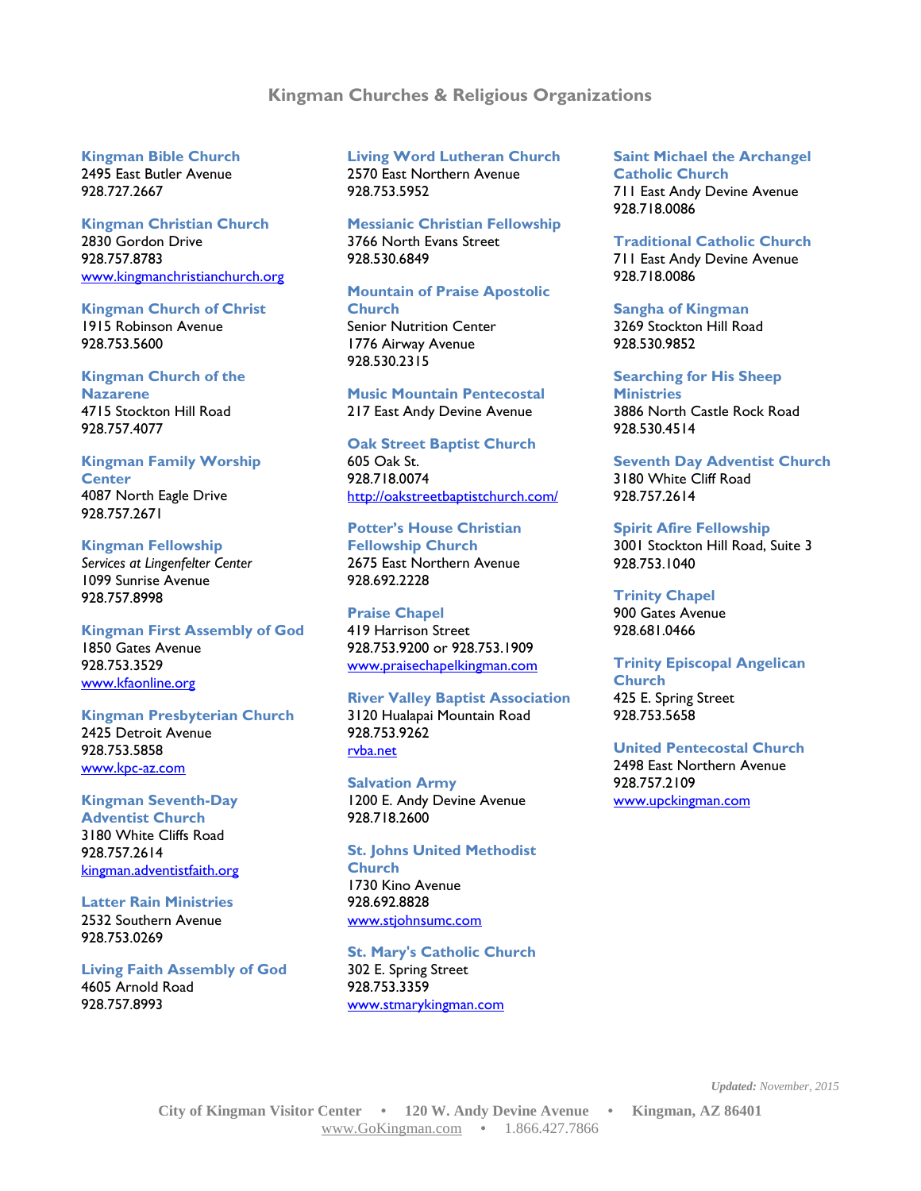## Kingman Churches & Religious Organizations

**Kingman Bible Church**
2495 East Butler Avenue
928.727.2667

**Kingman Christian Church**
2830 Gordon Drive
928.757.8783
www.kingmanchristianchurch.org

**Kingman Church of Christ**
1915 Robinson Avenue
928.753.5600

**Kingman Church of the Nazarene**
4715 Stockton Hill Road
928.757.4077

**Kingman Family Worship Center**
4087 North Eagle Drive
928.757.2671

**Kingman Fellowship**
*Services at Lingenfelter Center*
1099 Sunrise Avenue
928.757.8998

**Kingman First Assembly of God**
1850 Gates Avenue
928.753.3529
www.kfaonline.org

**Kingman Presbyterian Church**
2425 Detroit Avenue
928.753.5858
www.kpc-az.com

**Kingman Seventh-Day Adventist Church**
3180 White Cliffs Road
928.757.2614
kingman.adventistfaith.org

**Latter Rain Ministries**
2532 Southern Avenue
928.753.0269

**Living Faith Assembly of God**
4605 Arnold Road
928.757.8993

**Living Word Lutheran Church**
2570 East Northern Avenue
928.753.5952

**Messianic Christian Fellowship**
3766 North Evans Street
928.530.6849

**Mountain of Praise Apostolic Church**
Senior Nutrition Center
1776 Airway Avenue
928.530.2315

**Music Mountain Pentecostal**
217 East Andy Devine Avenue

**Oak Street Baptist Church**
605 Oak St.
928.718.0074
http://oakstreetbaptistchurch.com/

**Potter's House Christian Fellowship Church**
2675 East Northern Avenue
928.692.2228

**Praise Chapel**
419 Harrison Street
928.753.9200 or 928.753.1909
www.praisechapelkingman.com

**River Valley Baptist Association**
3120 Hualapai Mountain Road
928.753.9262
rvba.net

**Salvation Army**
1200 E. Andy Devine Avenue
928.718.2600

**St. Johns United Methodist Church**
1730 Kino Avenue
928.692.8828
www.stjohnsumc.com

**St. Mary's Catholic Church**
302 E. Spring Street
928.753.3359
www.stmarykingman.com

**Saint Michael the Archangel Catholic Church**
711 East Andy Devine Avenue
928.718.0086

**Traditional Catholic Church**
711 East Andy Devine Avenue
928.718.0086

**Sangha of Kingman**
3269 Stockton Hill Road
928.530.9852

**Searching for His Sheep Ministries**
3886 North Castle Rock Road
928.530.4514

**Seventh Day Adventist Church**
3180 White Cliff Road
928.757.2614

**Spirit Afire Fellowship**
3001 Stockton Hill Road, Suite 3
928.753.1040

**Trinity Chapel**
900 Gates Avenue
928.681.0466

**Trinity Episcopal Angelican Church**
425 E. Spring Street
928.753.5658

**United Pentecostal Church**
2498 East Northern Avenue
928.757.2109
www.upckingman.com

***Updated:*** *November, 2015*

City of Kingman Visitor Center • 120 W. Andy Devine Avenue • Kingman, AZ 86401
www.GoKingman.com • 1.866.427.7866